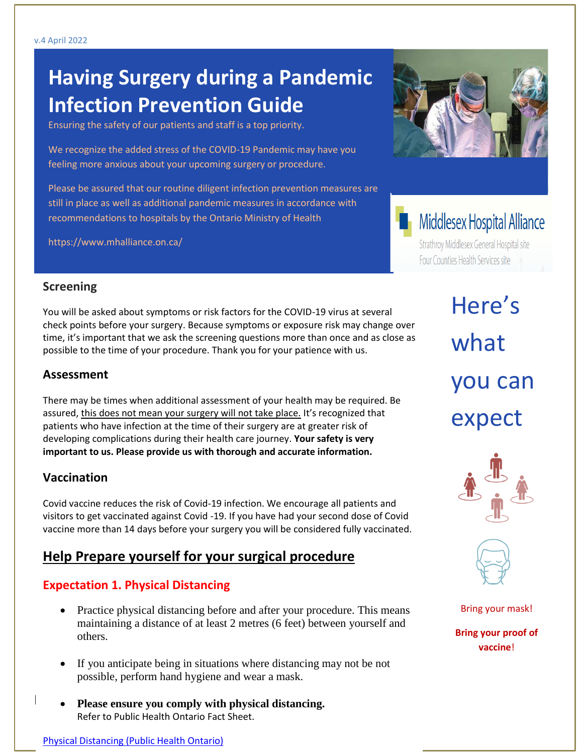v.4 April 2022

# Having Surgery during a Pandemic Infection Prevention Guide

Ensuring the safety of our patients and staff is a top priority.

We recognize the added stress of the COVID-19 Pandemic may have you feeling more anxious about your upcoming surgery or procedure.

Please be assured that our routine diligent infection prevention measures are still in place as well as additional pandemic measures in accordance with recommendations to hospitals by the Ontario Ministry of Health

https://www.mhalliance.on.ca/

Middlesex Hospital Alliance

Strathroy Middlesex General Hospital site

Four Counties Health Services site

## Screening

You will be asked about symptoms or risk factors for the COVID-19 virus at several check points before your surgery. Because symptoms or exposure risk may change over time, it's important that we ask the screening questions more than once and as close as possible to the time of your procedure. Thank you for your patience with us.

## Assessment

There may be times when additional assessment of your health may be required. Be assured, this does not mean your surgery will not take place. It's recognized that patients who have infection at the time of their surgery are at greater risk of developing complications during their health care journey. **Your safety is very important to us. Please provide us with thorough and accurate information.**

## Vaccination

Covid vaccine reduces the risk of Covid-19 infection. We encourage all patients and visitors to get vaccinated against Covid -19. If you have had your second dose of Covid vaccine more than 14 days before your surgery you will be considered fully vaccinated.

## Help Prepare yourself for your surgical procedure

### Expectation 1. Physical Distancing

- Practice physical distancing before and after your procedure. This means maintaining a distance of at least 2 metres (6 feet) between yourself and others.
- If you anticipate being in situations where distancing may not be not possible, perform hand hygiene and wear a mask.
- **Please ensure you comply with physical distancing.** Refer to Public Health Ontario Fact Sheet.

Physical Distancing (Public Health Ontario)

Here's what you can expect

Bring your mask!

**Bring your proof of vaccine!**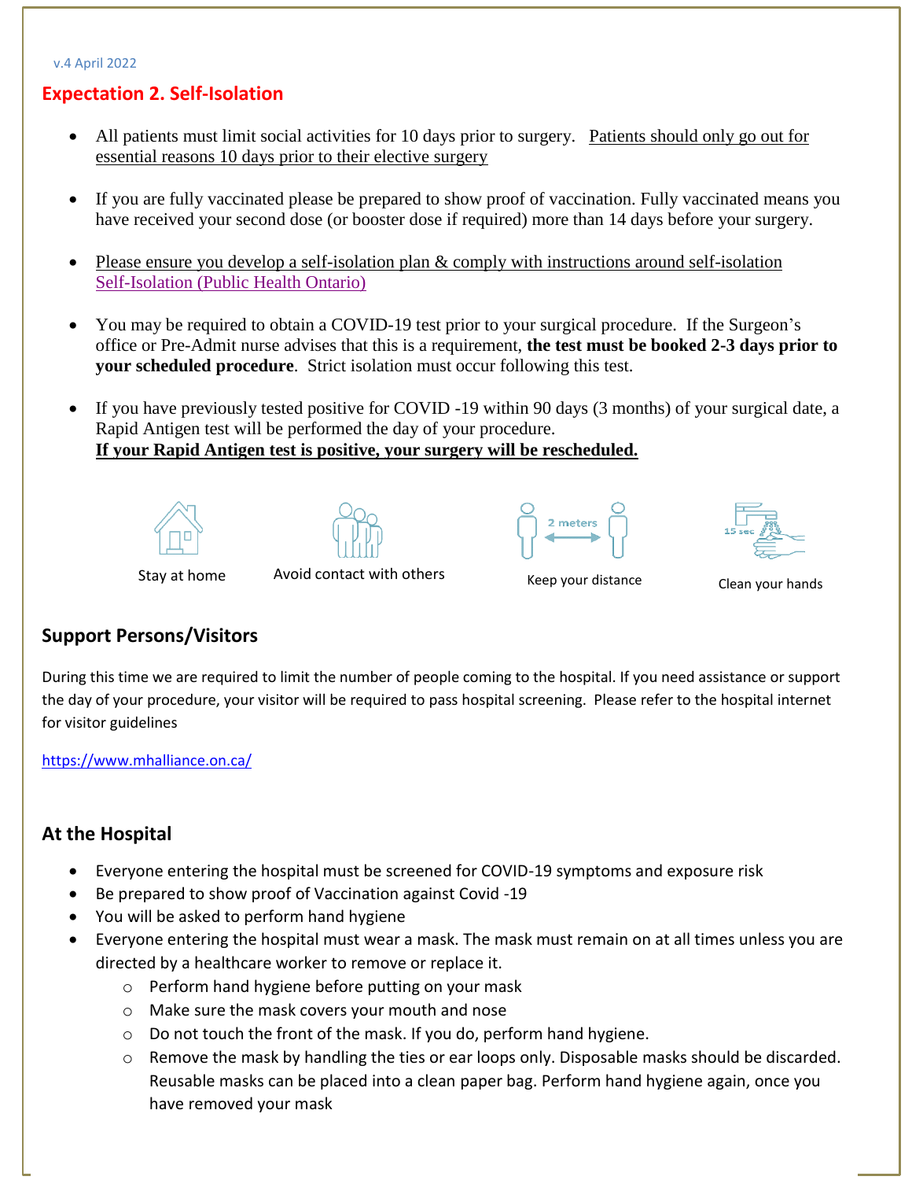v.4 April 2022

## Expectation 2. Self-Isolation

- All patients must limit social activities for 10 days prior to surgery. Patients should only go out for essential reasons 10 days prior to their elective surgery
- If you are fully vaccinated please be prepared to show proof of vaccination. Fully vaccinated means you have received your second dose (or booster dose if required) more than 14 days before your surgery.
- Please ensure you develop a self-isolation plan & comply with instructions around self-isolation Self-Isolation (Public Health Ontario)
- You may be required to obtain a COVID-19 test prior to your surgical procedure. If the Surgeon's office or Pre-Admit nurse advises that this is a requirement, **the test must be booked 2-3 days prior to your scheduled procedure**. Strict isolation must occur following this test.
- If you have previously tested positive for COVID -19 within 90 days (3 months) of your surgical date, a Rapid Antigen test will be performed the day of your procedure.
  **If your Rapid Antigen test is positive, your surgery will be rescheduled.**

Stay at home

Avoid contact with others

2 meters

Keep your distance

15 sec

Clean your hands

## Support Persons/Visitors

During this time we are required to limit the number of people coming to the hospital. If you need assistance or support the day of your procedure, your visitor will be required to pass hospital screening. Please refer to the hospital internet for visitor guidelines

https://www.mhalliance.on.ca/

## At the Hospital

- Everyone entering the hospital must be screened for COVID-19 symptoms and exposure risk
- Be prepared to show proof of Vaccination against Covid -19
- You will be asked to perform hand hygiene
- Everyone entering the hospital must wear a mask. The mask must remain on at all times unless you are directed by a healthcare worker to remove or replace it.
  - Perform hand hygiene before putting on your mask
  - Make sure the mask covers your mouth and nose
  - Do not touch the front of the mask. If you do, perform hand hygiene.
  - Remove the mask by handling the ties or ear loops only. Disposable masks should be discarded. Reusable masks can be placed into a clean paper bag. Perform hand hygiene again, once you have removed your mask